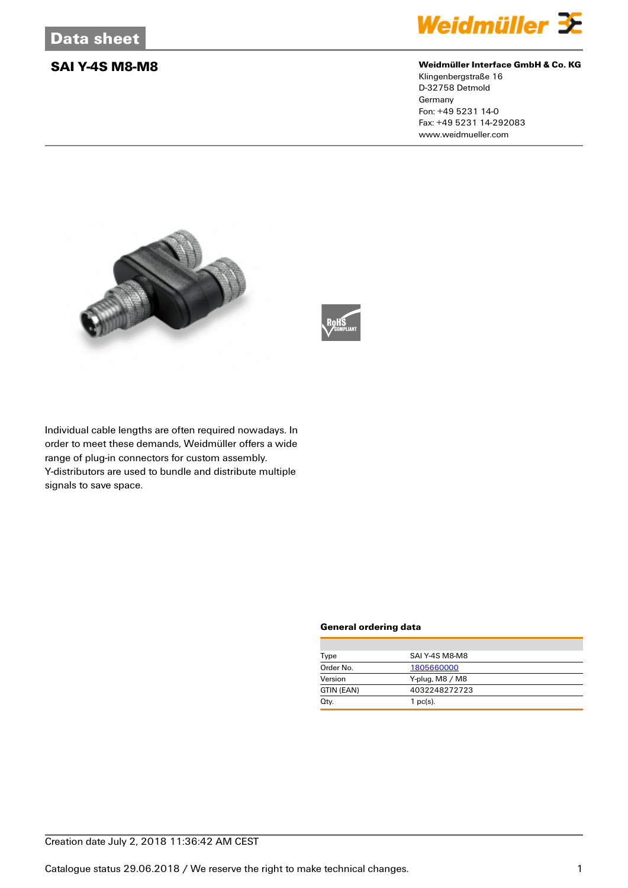# Data sheet

## SAI Y-4S M8-M8

**Weidmüller Interface GmbH & Co. KG**
Klingenbergstraße 16
D-32758 Detmold
Germany
Fon: +49 5231 14-0
Fax: +49 5231 14-292083
www.weidmueller.com

Individual cable lengths are often required nowadays. In order to meet these demands, Weidmüller offers a wide range of plug-in connectors for custom assembly.
Y-distributors are used to bundle and distribute multiple signals to save space.

### General ordering data

| | |
|---|---|
| Type | SAI Y-4S M8-M8 |
| Order No. | 1805660000 |
| Version | Y-plug, M8 / M8 |
| GTIN (EAN) | 4032248272723 |
| Qty. | 1 pc(s). |

Creation date July 2, 2018 11:36:42 AM CEST

Catalogue status 29.06.2018 / We reserve the right to make technical changes.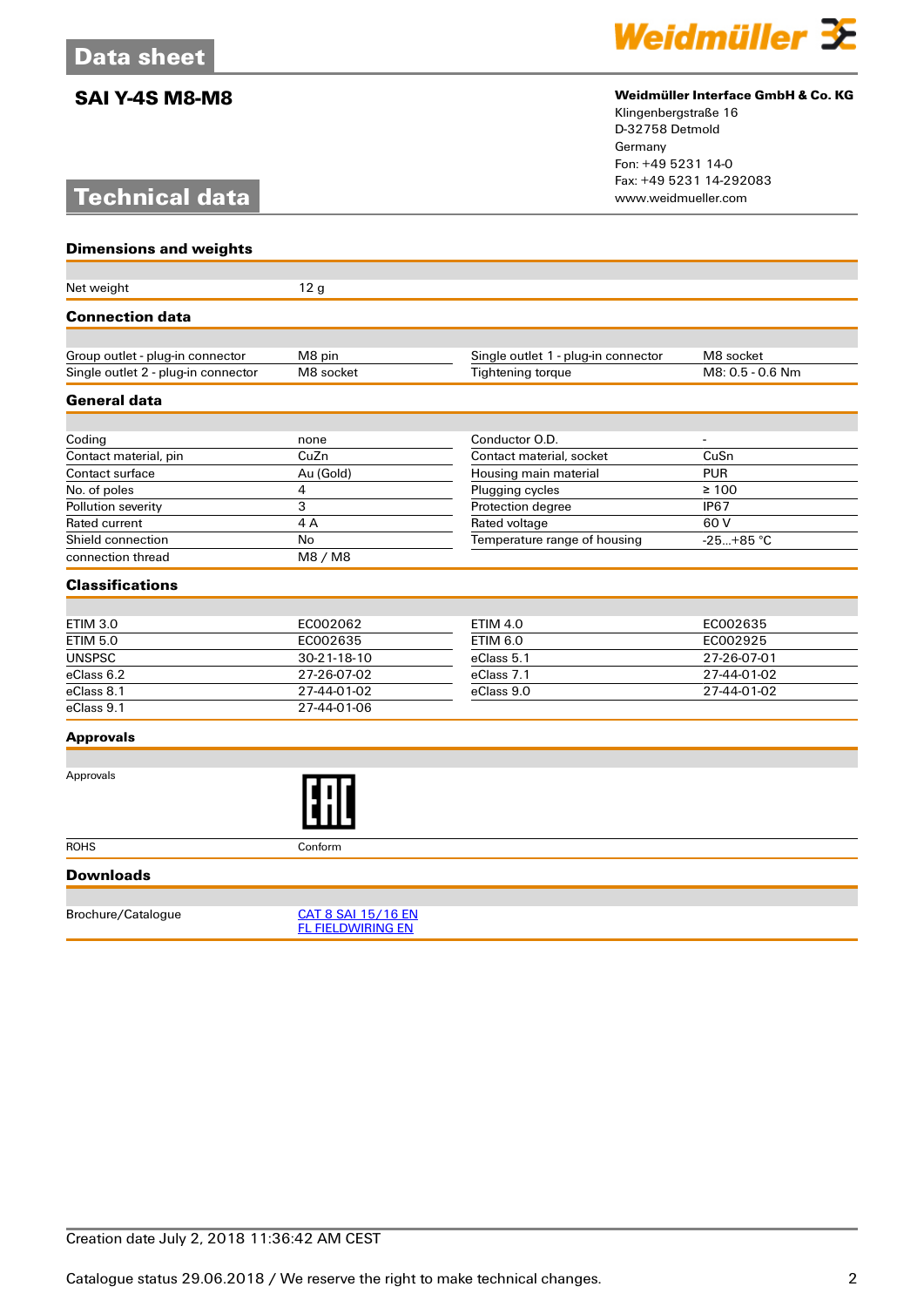Data sheet

## SAI Y-4S M8-M8

**Weidmüller Interface GmbH & Co. KG**
Klingenbergstraße 16
D-32758 Detmold
Germany
Fon: +49 5231 14-0
Fax: +49 5231 14-292083
www.weidmueller.com

# Technical data

### Dimensions and weights

| | |
|---|---|
| Net weight | 12 g |

### Connection data

| | | | |
|---|---|---|---|
| Group outlet - plug-in connector | M8 pin | Single outlet 1 - plug-in connector | M8 socket |
| Single outlet 2 - plug-in connector | M8 socket | Tightening torque | M8: 0.5 - 0.6 Nm |

### General data

| | | | |
|---|---|---|---|
| Coding | none | Conductor O.D. | - |
| Contact material, pin | CuZn | Contact material, socket | CuSn |
| Contact surface | Au (Gold) | Housing main material | PUR |
| No. of poles | 4 | Plugging cycles | ≥ 100 |
| Pollution severity | 3 | Protection degree | IP67 |
| Rated current | 4 A | Rated voltage | 60 V |
| Shield connection | No | Temperature range of housing | -25...+85 °C |
| connection thread | M8 / M8 | | |

### Classifications

| | | | |
|---|---|---|---|
| ETIM 3.0 | EC002062 | ETIM 4.0 | EC002635 |
| ETIM 5.0 | EC002635 | ETIM 6.0 | EC002925 |
| UNSPSC | 30-21-18-10 | eClass 5.1 | 27-26-07-01 |
| eClass 6.2 | 27-26-07-02 | eClass 7.1 | 27-44-01-02 |
| eClass 8.1 | 27-44-01-02 | eClass 9.0 | 27-44-01-02 |
| eClass 9.1 | 27-44-01-06 | | |

### Approvals

| | |
|---|---|
| Approvals | EAC |
| ROHS | Conform |

### Downloads

| | |
|---|---|
| Brochure/Catalogue | CAT 8 SAI 15/16 EN<br>FL FIELDWIRING EN |

Creation date July 2, 2018 11:36:42 AM CEST

Catalogue status 29.06.2018 / We reserve the right to make technical changes.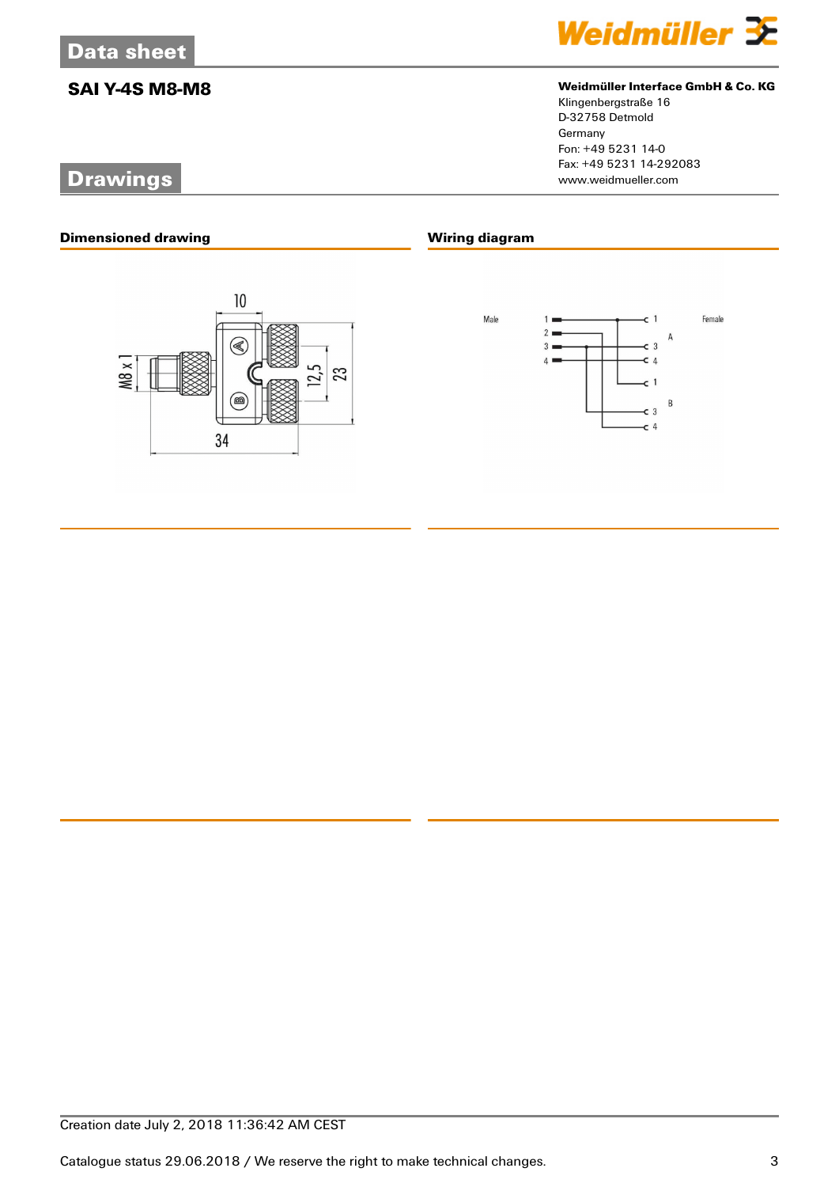# Data sheet

## SAI Y-4S M8-M8

**Weidmüller Interface GmbH & Co. KG**
Klingenbergstraße 16
D-32758 Detmold
Germany
Fon: +49 5231 14-0
Fax: +49 5231 14-292083
www.weidmueller.com

## Drawings

### Dimensioned drawing

10
M8 x 1
12,5
23
34

### Wiring diagram

Male
Female
1
2
3
4
1
3
4
A
1
3
4
B

Creation date July 2, 2018 11:36:42 AM CEST

Catalogue status 29.06.2018 / We reserve the right to make technical changes.